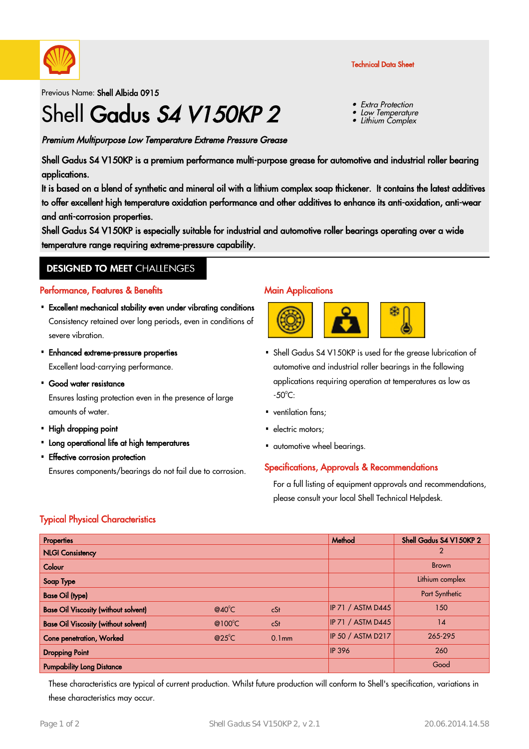Technical Data Sheet

Previous Name: **Shell Albida 0915**

# Shell **Gadus *S4 V150KP 2***

- *Extra Protection*
- *Low Temperature*
- *Lithium Complex*

***Premium Multipurpose Low Temperature Extreme Pressure Grease***

Shell Gadus S4 V150KP is a premium performance multi-purpose grease for automotive and industrial roller bearing applications.
It is based on a blend of synthetic and mineral oil with a lithium complex soap thickener. It contains the latest additives to offer excellent high temperature oxidation performance and other additives to enhance its anti-oxidation, anti-wear and anti-corrosion properties.
Shell Gadus S4 V150KP is especially suitable for industrial and automotive roller bearings operating over a wide temperature range requiring extreme-pressure capability.

## DESIGNED TO MEET CHALLENGES

### Performance, Features & Benefits

- **Excellent mechanical stability even under vibrating conditions**
  Consistency retained over long periods, even in conditions of severe vibration.
- **Enhanced extreme-pressure properties**
  Excellent load-carrying performance.
- **Good water resistance**
  Ensures lasting protection even in the presence of large amounts of water.
- **High dropping point**
- **Long operational life at high temperatures**
- **Effective corrosion protection**
  Ensures components/bearings do not fail due to corrosion.

### Main Applications

- Shell Gadus S4 V150KP is used for the grease lubrication of automotive and industrial roller bearings in the following applications requiring operation at temperatures as low as -50°C:
- ventilation fans;
- electric motors;
- automotive wheel bearings.

### Specifications, Approvals & Recommendations

For a full listing of equipment approvals and recommendations, please consult your local Shell Technical Helpdesk.

### Typical Physical Characteristics

| Properties | | | Method | Shell Gadus S4 V150KP 2 |
|---|---|---|---|---|
| NLGI Consistency | | | | 2 |
| Colour | | | | Brown |
| Soap Type | | | | Lithium complex |
| Base Oil (type) | | | | Part Synthetic |
| Base Oil Viscosity (without solvent) | @40°C | cSt | IP 71 / ASTM D445 | 150 |
| Base Oil Viscosity (without solvent) | @100°C | cSt | IP 71 / ASTM D445 | 14 |
| Cone penetration, Worked | @25°C | 0.1mm | IP 50 / ASTM D217 | 265-295 |
| Dropping Point | | | IP 396 | 260 |
| Pumpability Long Distance | | | | Good |

These characteristics are typical of current production. Whilst future production will conform to Shell's specification, variations in these characteristics may occur.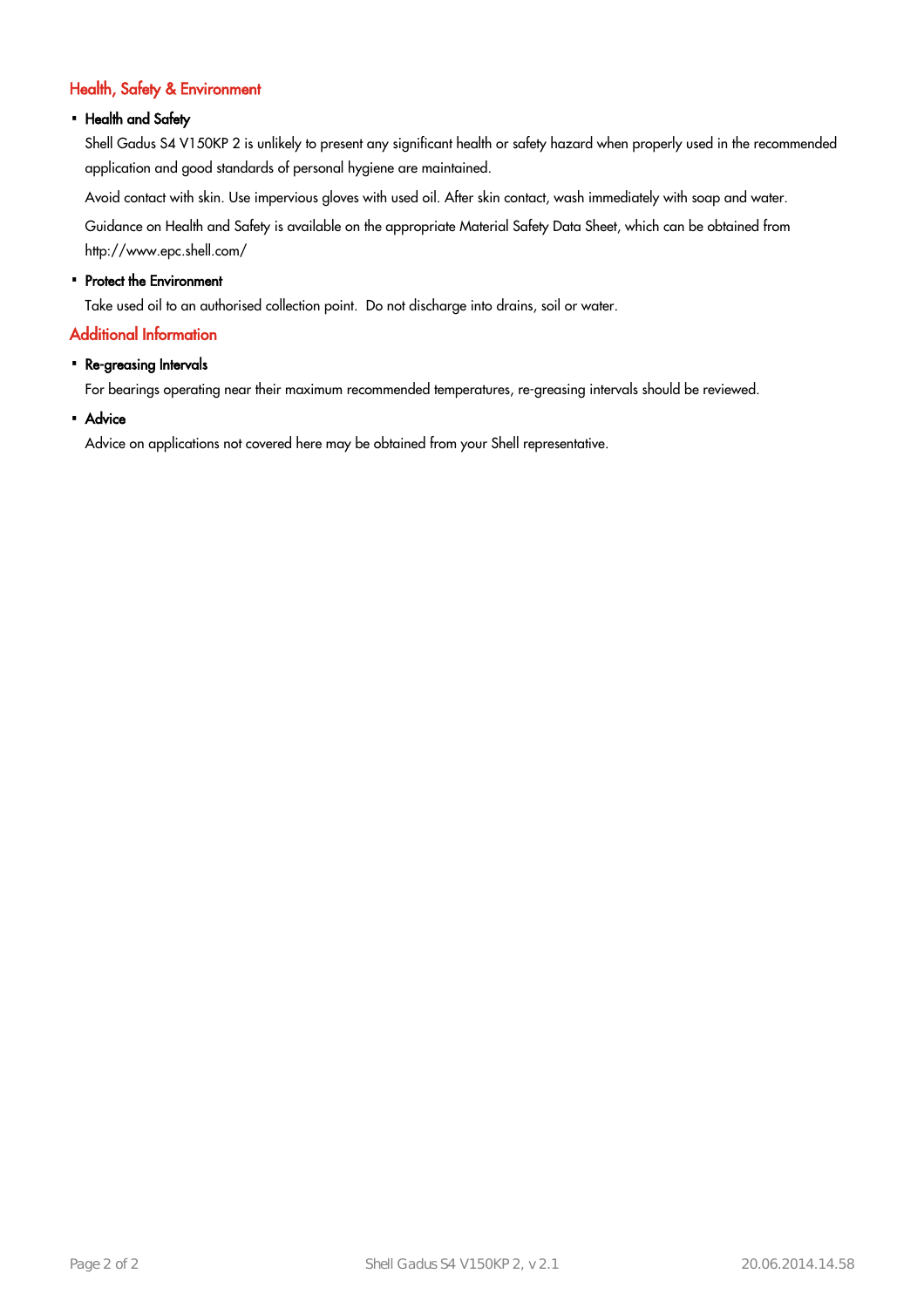## Health, Safety & Environment

- **Health and Safety**

  Shell Gadus S4 V150KP 2 is unlikely to present any significant health or safety hazard when properly used in the recommended application and good standards of personal hygiene are maintained.

  Avoid contact with skin. Use impervious gloves with used oil. After skin contact, wash immediately with soap and water.

  Guidance on Health and Safety is available on the appropriate Material Safety Data Sheet, which can be obtained from http://www.epc.shell.com/

- **Protect the Environment**

  Take used oil to an authorised collection point. Do not discharge into drains, soil or water.

## Additional Information

- **Re-greasing Intervals**

  For bearings operating near their maximum recommended temperatures, re-greasing intervals should be reviewed.

- **Advice**

  Advice on applications not covered here may be obtained from your Shell representative.